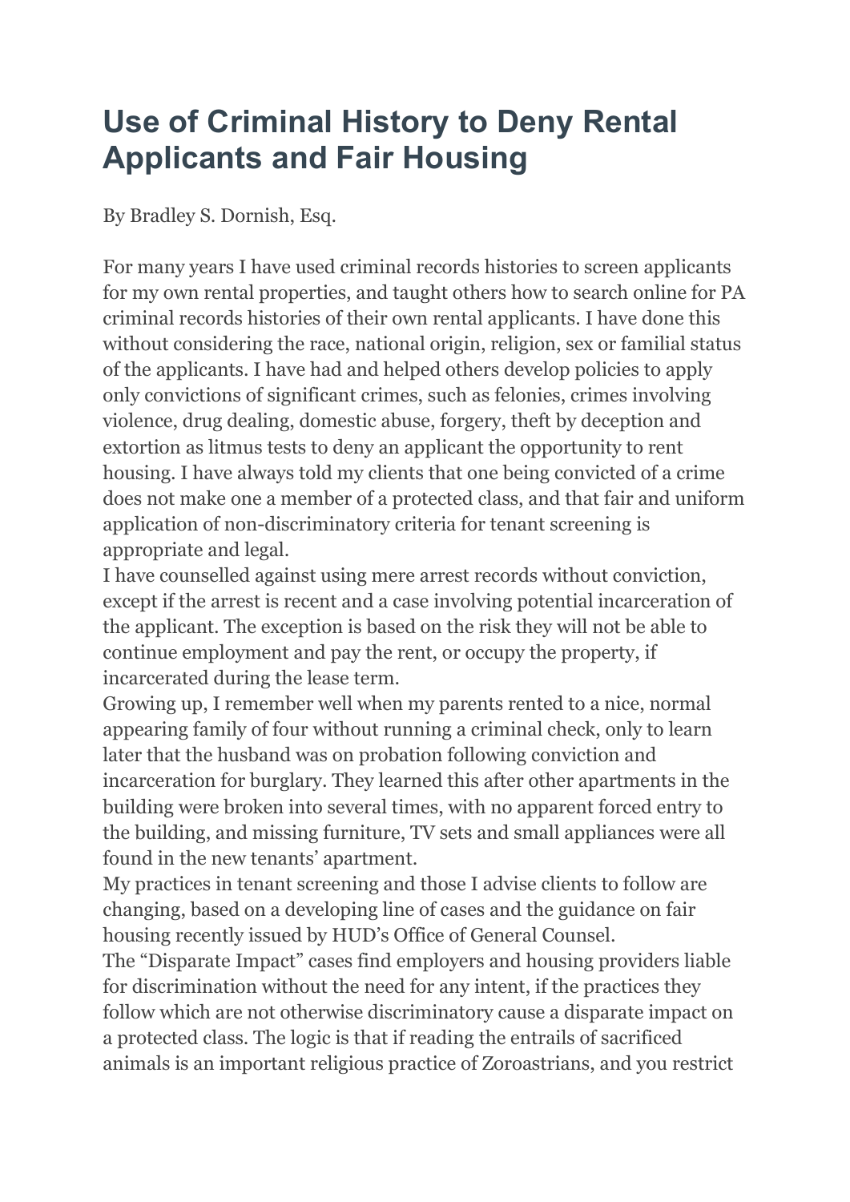# Use of Criminal History to Deny Rental Applicants and Fair Housing

By Bradley S. Dornish, Esq.

For many years I have used criminal records histories to screen applicants for my own rental properties, and taught others how to search online for PA criminal records histories of their own rental applicants. I have done this without considering the race, national origin, religion, sex or familial status of the applicants. I have had and helped others develop policies to apply only convictions of significant crimes, such as felonies, crimes involving violence, drug dealing, domestic abuse, forgery, theft by deception and extortion as litmus tests to deny an applicant the opportunity to rent housing. I have always told my clients that one being convicted of a crime does not make one a member of a protected class, and that fair and uniform application of non-discriminatory criteria for tenant screening is appropriate and legal.

I have counselled against using mere arrest records without conviction, except if the arrest is recent and a case involving potential incarceration of the applicant. The exception is based on the risk they will not be able to continue employment and pay the rent, or occupy the property, if incarcerated during the lease term.

Growing up, I remember well when my parents rented to a nice, normal appearing family of four without running a criminal check, only to learn later that the husband was on probation following conviction and incarceration for burglary. They learned this after other apartments in the building were broken into several times, with no apparent forced entry to the building, and missing furniture, TV sets and small appliances were all found in the new tenants' apartment.

My practices in tenant screening and those I advise clients to follow are changing, based on a developing line of cases and the guidance on fair housing recently issued by HUD's Office of General Counsel.

The "Disparate Impact" cases find employers and housing providers liable for discrimination without the need for any intent, if the practices they follow which are not otherwise discriminatory cause a disparate impact on a protected class. The logic is that if reading the entrails of sacrificed animals is an important religious practice of Zoroastrians, and you restrict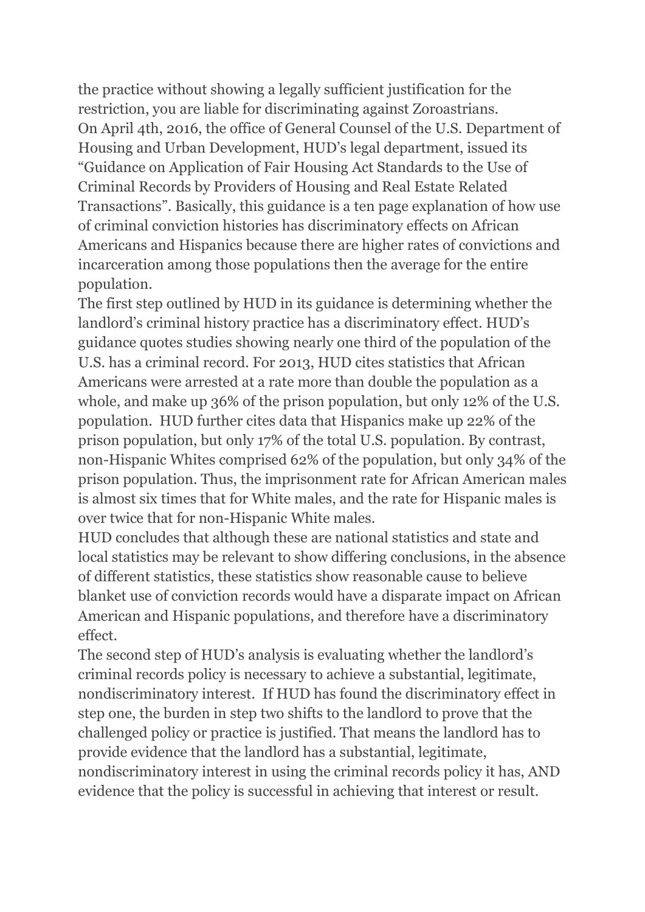the practice without showing a legally sufficient justification for the restriction, you are liable for discriminating against Zoroastrians.

On April 4th, 2016, the office of General Counsel of the U.S. Department of Housing and Urban Development, HUD's legal department, issued its "Guidance on Application of Fair Housing Act Standards to the Use of Criminal Records by Providers of Housing and Real Estate Related Transactions". Basically, this guidance is a ten page explanation of how use of criminal conviction histories has discriminatory effects on African Americans and Hispanics because there are higher rates of convictions and incarceration among those populations then the average for the entire population.

The first step outlined by HUD in its guidance is determining whether the landlord's criminal history practice has a discriminatory effect. HUD's guidance quotes studies showing nearly one third of the population of the U.S. has a criminal record. For 2013, HUD cites statistics that African Americans were arrested at a rate more than double the population as a whole, and make up 36% of the prison population, but only 12% of the U.S. population. HUD further cites data that Hispanics make up 22% of the prison population, but only 17% of the total U.S. population. By contrast, non-Hispanic Whites comprised 62% of the population, but only 34% of the prison population. Thus, the imprisonment rate for African American males is almost six times that for White males, and the rate for Hispanic males is over twice that for non-Hispanic White males.

HUD concludes that although these are national statistics and state and local statistics may be relevant to show differing conclusions, in the absence of different statistics, these statistics show reasonable cause to believe blanket use of conviction records would have a disparate impact on African American and Hispanic populations, and therefore have a discriminatory effect.

The second step of HUD's analysis is evaluating whether the landlord's criminal records policy is necessary to achieve a substantial, legitimate, nondiscriminatory interest. If HUD has found the discriminatory effect in step one, the burden in step two shifts to the landlord to prove that the challenged policy or practice is justified. That means the landlord has to provide evidence that the landlord has a substantial, legitimate, nondiscriminatory interest in using the criminal records policy it has, AND evidence that the policy is successful in achieving that interest or result.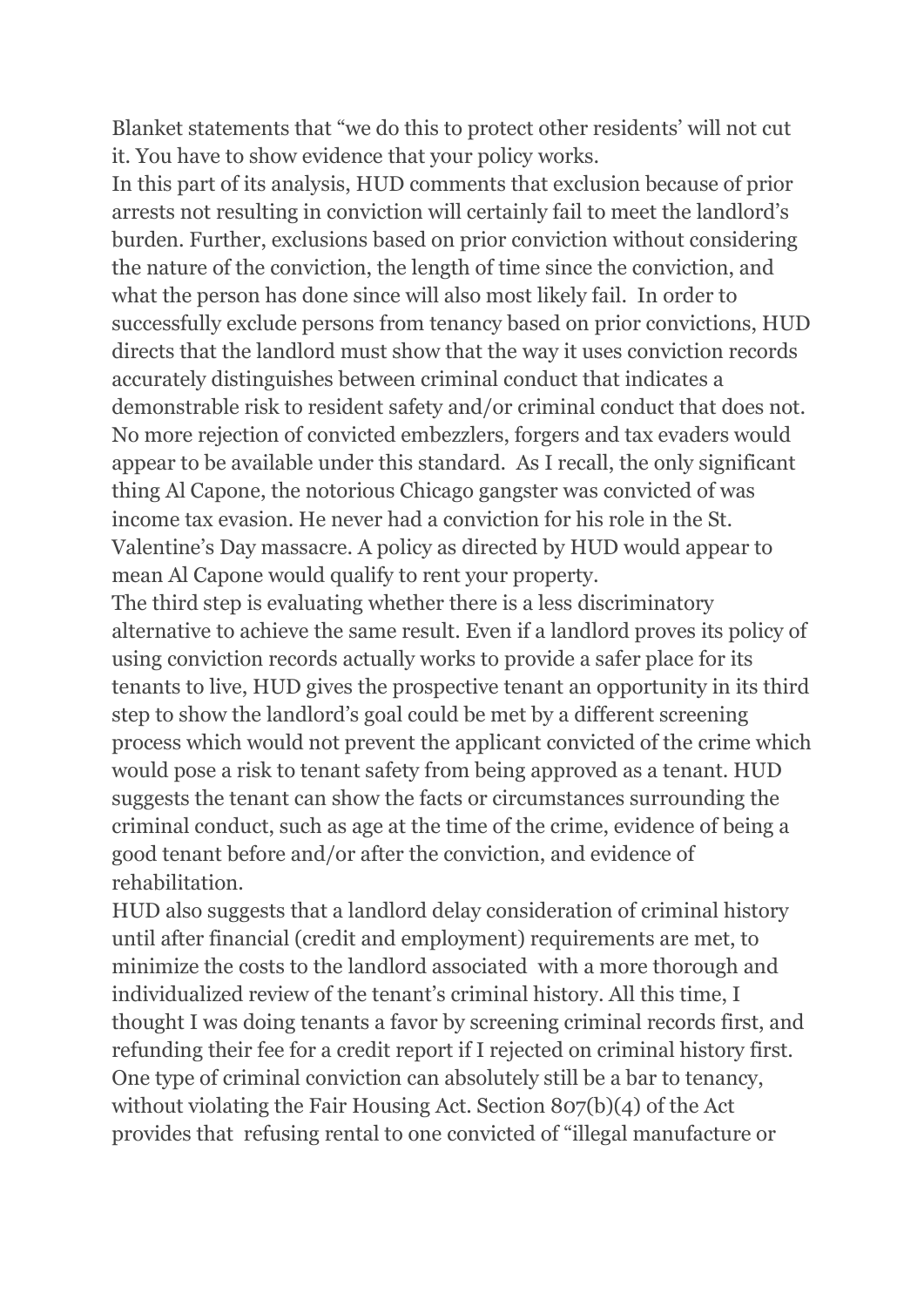Blanket statements that "we do this to protect other residents' will not cut it. You have to show evidence that your policy works.

In this part of its analysis, HUD comments that exclusion because of prior arrests not resulting in conviction will certainly fail to meet the landlord's burden. Further, exclusions based on prior conviction without considering the nature of the conviction, the length of time since the conviction, and what the person has done since will also most likely fail. In order to successfully exclude persons from tenancy based on prior convictions, HUD directs that the landlord must show that the way it uses conviction records accurately distinguishes between criminal conduct that indicates a demonstrable risk to resident safety and/or criminal conduct that does not. No more rejection of convicted embezzlers, forgers and tax evaders would appear to be available under this standard. As I recall, the only significant thing Al Capone, the notorious Chicago gangster was convicted of was income tax evasion. He never had a conviction for his role in the St. Valentine's Day massacre. A policy as directed by HUD would appear to mean Al Capone would qualify to rent your property.

The third step is evaluating whether there is a less discriminatory alternative to achieve the same result. Even if a landlord proves its policy of using conviction records actually works to provide a safer place for its tenants to live, HUD gives the prospective tenant an opportunity in its third step to show the landlord's goal could be met by a different screening process which would not prevent the applicant convicted of the crime which would pose a risk to tenant safety from being approved as a tenant. HUD suggests the tenant can show the facts or circumstances surrounding the criminal conduct, such as age at the time of the crime, evidence of being a good tenant before and/or after the conviction, and evidence of rehabilitation.

HUD also suggests that a landlord delay consideration of criminal history until after financial (credit and employment) requirements are met, to minimize the costs to the landlord associated with a more thorough and individualized review of the tenant's criminal history. All this time, I thought I was doing tenants a favor by screening criminal records first, and refunding their fee for a credit report if I rejected on criminal history first.

One type of criminal conviction can absolutely still be a bar to tenancy, without violating the Fair Housing Act. Section 807(b)(4) of the Act provides that refusing rental to one convicted of "illegal manufacture or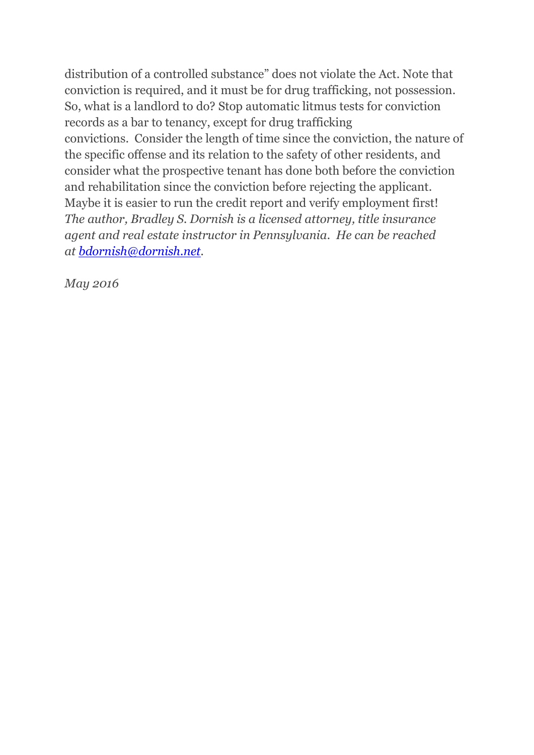distribution of a controlled substance" does not violate the Act. Note that conviction is required, and it must be for drug trafficking, not possession. So, what is a landlord to do? Stop automatic litmus tests for conviction records as a bar to tenancy, except for drug trafficking convictions. Consider the length of time since the conviction, the nature of the specific offense and its relation to the safety of other residents, and consider what the prospective tenant has done both before the conviction and rehabilitation since the conviction before rejecting the applicant. Maybe it is easier to run the credit report and verify employment first!

*The author, Bradley S. Dornish is a licensed attorney, title insurance agent and real estate instructor in Pennsylvania. He can be reached at [bdornish@dornish.net](mailto:bdornish@dornish.net).*

*May 2016*